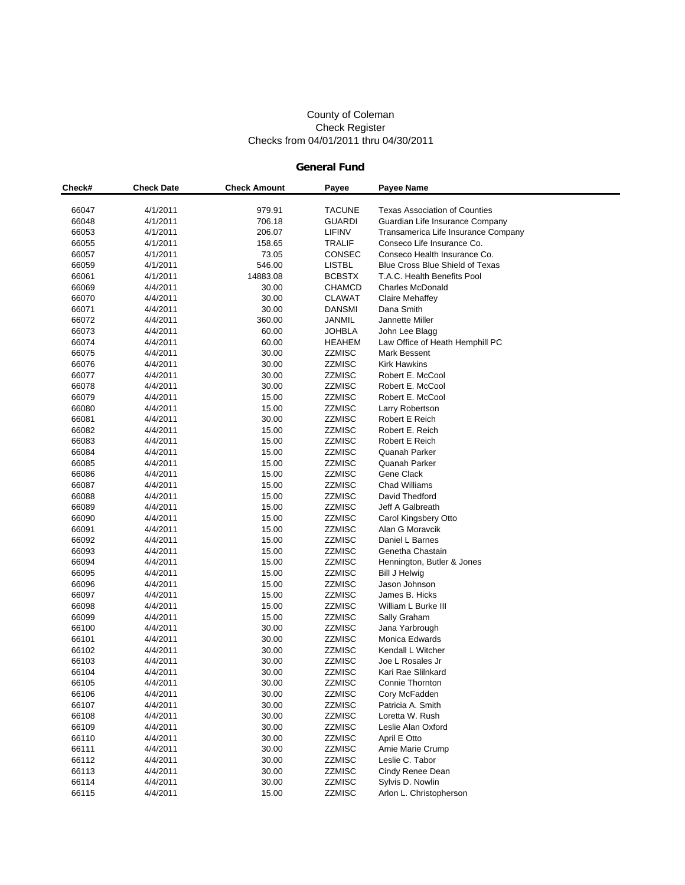County of Coleman
Check Register
Checks from 04/01/2011 thru 04/30/2011

## General Fund

| Check# | Check Date | Check Amount | Payee | Payee Name |
|---|---|---|---|---|
| 66047 | 4/1/2011 | 979.91 | TACUNE | Texas Association of Counties |
| 66048 | 4/1/2011 | 706.18 | GUARDI | Guardian Life Insurance Company |
| 66053 | 4/1/2011 | 206.07 | LIFINV | Transamerica Life Insurance Company |
| 66055 | 4/1/2011 | 158.65 | TRALIF | Conseco Life Insurance Co. |
| 66057 | 4/1/2011 | 73.05 | CONSEC | Conseco Health Insurance Co. |
| 66059 | 4/1/2011 | 546.00 | LISTBL | Blue Cross Blue Shield of Texas |
| 66061 | 4/1/2011 | 14883.08 | BCBSTX | T.A.C. Health Benefits Pool |
| 66069 | 4/4/2011 | 30.00 | CHAMCD | Charles McDonald |
| 66070 | 4/4/2011 | 30.00 | CLAWAT | Claire Mehaffey |
| 66071 | 4/4/2011 | 30.00 | DANSMI | Dana Smith |
| 66072 | 4/4/2011 | 360.00 | JANMIL | Jannette Miller |
| 66073 | 4/4/2011 | 60.00 | JOHBLA | John Lee Blagg |
| 66074 | 4/4/2011 | 60.00 | HEAHEM | Law Office of Heath Hemphill PC |
| 66075 | 4/4/2011 | 30.00 | ZZMISC | Mark Bessent |
| 66076 | 4/4/2011 | 30.00 | ZZMISC | Kirk Hawkins |
| 66077 | 4/4/2011 | 30.00 | ZZMISC | Robert E. McCool |
| 66078 | 4/4/2011 | 30.00 | ZZMISC | Robert E. McCool |
| 66079 | 4/4/2011 | 15.00 | ZZMISC | Robert E. McCool |
| 66080 | 4/4/2011 | 15.00 | ZZMISC | Larry Robertson |
| 66081 | 4/4/2011 | 30.00 | ZZMISC | Robert E Reich |
| 66082 | 4/4/2011 | 15.00 | ZZMISC | Robert E. Reich |
| 66083 | 4/4/2011 | 15.00 | ZZMISC | Robert E Reich |
| 66084 | 4/4/2011 | 15.00 | ZZMISC | Quanah Parker |
| 66085 | 4/4/2011 | 15.00 | ZZMISC | Quanah Parker |
| 66086 | 4/4/2011 | 15.00 | ZZMISC | Gene Clack |
| 66087 | 4/4/2011 | 15.00 | ZZMISC | Chad Williams |
| 66088 | 4/4/2011 | 15.00 | ZZMISC | David Thedford |
| 66089 | 4/4/2011 | 15.00 | ZZMISC | Jeff A Galbreath |
| 66090 | 4/4/2011 | 15.00 | ZZMISC | Carol Kingsbery Otto |
| 66091 | 4/4/2011 | 15.00 | ZZMISC | Alan G Moravcik |
| 66092 | 4/4/2011 | 15.00 | ZZMISC | Daniel L Barnes |
| 66093 | 4/4/2011 | 15.00 | ZZMISC | Genetha Chastain |
| 66094 | 4/4/2011 | 15.00 | ZZMISC | Hennington, Butler & Jones |
| 66095 | 4/4/2011 | 15.00 | ZZMISC | Bill J Helwig |
| 66096 | 4/4/2011 | 15.00 | ZZMISC | Jason Johnson |
| 66097 | 4/4/2011 | 15.00 | ZZMISC | James B. Hicks |
| 66098 | 4/4/2011 | 15.00 | ZZMISC | William L Burke III |
| 66099 | 4/4/2011 | 15.00 | ZZMISC | Sally Graham |
| 66100 | 4/4/2011 | 30.00 | ZZMISC | Jana Yarbrough |
| 66101 | 4/4/2011 | 30.00 | ZZMISC | Monica Edwards |
| 66102 | 4/4/2011 | 30.00 | ZZMISC | Kendall L Witcher |
| 66103 | 4/4/2011 | 30.00 | ZZMISC | Joe L Rosales Jr |
| 66104 | 4/4/2011 | 30.00 | ZZMISC | Kari Rae Slilnkard |
| 66105 | 4/4/2011 | 30.00 | ZZMISC | Connie Thornton |
| 66106 | 4/4/2011 | 30.00 | ZZMISC | Cory McFadden |
| 66107 | 4/4/2011 | 30.00 | ZZMISC | Patricia A. Smith |
| 66108 | 4/4/2011 | 30.00 | ZZMISC | Loretta W. Rush |
| 66109 | 4/4/2011 | 30.00 | ZZMISC | Leslie Alan Oxford |
| 66110 | 4/4/2011 | 30.00 | ZZMISC | April E Otto |
| 66111 | 4/4/2011 | 30.00 | ZZMISC | Amie Marie Crump |
| 66112 | 4/4/2011 | 30.00 | ZZMISC | Leslie C. Tabor |
| 66113 | 4/4/2011 | 30.00 | ZZMISC | Cindy Renee Dean |
| 66114 | 4/4/2011 | 30.00 | ZZMISC | Sylvis D. Nowlin |
| 66115 | 4/4/2011 | 15.00 | ZZMISC | Arlon L. Christopherson |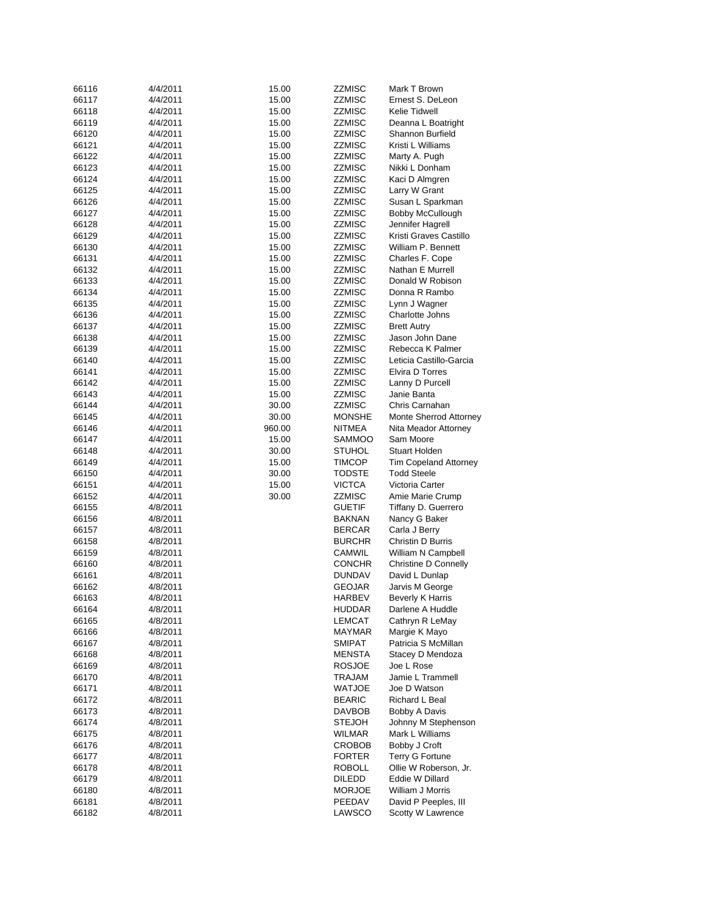| | | | | |
|---|---|---|---|---|
| 66116 | 4/4/2011 | 15.00 | ZZMISC | Mark T Brown |
| 66117 | 4/4/2011 | 15.00 | ZZMISC | Ernest S. DeLeon |
| 66118 | 4/4/2011 | 15.00 | ZZMISC | Kelie Tidwell |
| 66119 | 4/4/2011 | 15.00 | ZZMISC | Deanna L Boatright |
| 66120 | 4/4/2011 | 15.00 | ZZMISC | Shannon Burfield |
| 66121 | 4/4/2011 | 15.00 | ZZMISC | Kristi L Williams |
| 66122 | 4/4/2011 | 15.00 | ZZMISC | Marty A. Pugh |
| 66123 | 4/4/2011 | 15.00 | ZZMISC | Nikki L Donham |
| 66124 | 4/4/2011 | 15.00 | ZZMISC | Kaci D Almgren |
| 66125 | 4/4/2011 | 15.00 | ZZMISC | Larry W Grant |
| 66126 | 4/4/2011 | 15.00 | ZZMISC | Susan L Sparkman |
| 66127 | 4/4/2011 | 15.00 | ZZMISC | Bobby McCullough |
| 66128 | 4/4/2011 | 15.00 | ZZMISC | Jennifer Hagrell |
| 66129 | 4/4/2011 | 15.00 | ZZMISC | Kristi Graves Castillo |
| 66130 | 4/4/2011 | 15.00 | ZZMISC | William P. Bennett |
| 66131 | 4/4/2011 | 15.00 | ZZMISC | Charles F. Cope |
| 66132 | 4/4/2011 | 15.00 | ZZMISC | Nathan E Murrell |
| 66133 | 4/4/2011 | 15.00 | ZZMISC | Donald W Robison |
| 66134 | 4/4/2011 | 15.00 | ZZMISC | Donna R Rambo |
| 66135 | 4/4/2011 | 15.00 | ZZMISC | Lynn J Wagner |
| 66136 | 4/4/2011 | 15.00 | ZZMISC | Charlotte Johns |
| 66137 | 4/4/2011 | 15.00 | ZZMISC | Brett Autry |
| 66138 | 4/4/2011 | 15.00 | ZZMISC | Jason John Dane |
| 66139 | 4/4/2011 | 15.00 | ZZMISC | Rebecca K Palmer |
| 66140 | 4/4/2011 | 15.00 | ZZMISC | Leticia Castillo-Garcia |
| 66141 | 4/4/2011 | 15.00 | ZZMISC | Elvira D Torres |
| 66142 | 4/4/2011 | 15.00 | ZZMISC | Lanny D Purcell |
| 66143 | 4/4/2011 | 15.00 | ZZMISC | Janie Banta |
| 66144 | 4/4/2011 | 30.00 | ZZMISC | Chris Carnahan |
| 66145 | 4/4/2011 | 30.00 | MONSHE | Monte Sherrod Attorney |
| 66146 | 4/4/2011 | 960.00 | NITMEA | Nita Meador Attorney |
| 66147 | 4/4/2011 | 15.00 | SAMMOO | Sam Moore |
| 66148 | 4/4/2011 | 30.00 | STUHOL | Stuart Holden |
| 66149 | 4/4/2011 | 15.00 | TIMCOP | Tim Copeland Attorney |
| 66150 | 4/4/2011 | 30.00 | TODSTE | Todd Steele |
| 66151 | 4/4/2011 | 15.00 | VICTCA | Victoria Carter |
| 66152 | 4/4/2011 | 30.00 | ZZMISC | Amie Marie Crump |
| 66155 | 4/8/2011 | | GUETIF | Tiffany D. Guerrero |
| 66156 | 4/8/2011 | | BAKNAN | Nancy G Baker |
| 66157 | 4/8/2011 | | BERCAR | Carla J Berry |
| 66158 | 4/8/2011 | | BURCHR | Christin D Burris |
| 66159 | 4/8/2011 | | CAMWIL | William N Campbell |
| 66160 | 4/8/2011 | | CONCHR | Christine D Connelly |
| 66161 | 4/8/2011 | | DUNDAV | David L Dunlap |
| 66162 | 4/8/2011 | | GEOJAR | Jarvis M George |
| 66163 | 4/8/2011 | | HARBEV | Beverly K Harris |
| 66164 | 4/8/2011 | | HUDDAR | Darlene A Huddle |
| 66165 | 4/8/2011 | | LEMCAT | Cathryn R LeMay |
| 66166 | 4/8/2011 | | MAYMAR | Margie K Mayo |
| 66167 | 4/8/2011 | | SMIPAT | Patricia S McMillan |
| 66168 | 4/8/2011 | | MENSTA | Stacey D Mendoza |
| 66169 | 4/8/2011 | | ROSJOE | Joe L Rose |
| 66170 | 4/8/2011 | | TRAJAM | Jamie L Trammell |
| 66171 | 4/8/2011 | | WATJOE | Joe D Watson |
| 66172 | 4/8/2011 | | BEARIC | Richard L Beal |
| 66173 | 4/8/2011 | | DAVBOB | Bobby A Davis |
| 66174 | 4/8/2011 | | STEJOH | Johnny M Stephenson |
| 66175 | 4/8/2011 | | WILMAR | Mark L Williams |
| 66176 | 4/8/2011 | | CROBOB | Bobby J Croft |
| 66177 | 4/8/2011 | | FORTER | Terry G Fortune |
| 66178 | 4/8/2011 | | ROBOLL | Ollie W Roberson, Jr. |
| 66179 | 4/8/2011 | | DILEDD | Eddie W Dillard |
| 66180 | 4/8/2011 | | MORJOE | William J Morris |
| 66181 | 4/8/2011 | | PEEDAV | David P Peeples, III |
| 66182 | 4/8/2011 | | LAWSCO | Scotty W Lawrence |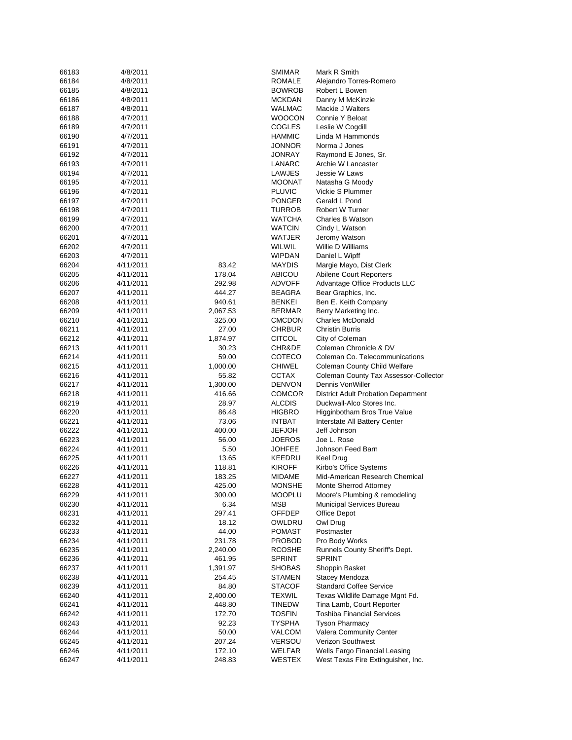| | | | | |
|---|---|---|---|---|
| 66183 | 4/8/2011 | | SMIMAR | Mark R Smith |
| 66184 | 4/8/2011 | | ROMALE | Alejandro Torres-Romero |
| 66185 | 4/8/2011 | | BOWROB | Robert L Bowen |
| 66186 | 4/8/2011 | | MCKDAN | Danny M McKinzie |
| 66187 | 4/8/2011 | | WALMAC | Mackie J Walters |
| 66188 | 4/7/2011 | | WOOCON | Connie Y Beloat |
| 66189 | 4/7/2011 | | COGLES | Leslie W Cogdill |
| 66190 | 4/7/2011 | | HAMMIC | Linda M Hammonds |
| 66191 | 4/7/2011 | | JONNOR | Norma J Jones |
| 66192 | 4/7/2011 | | JONRAY | Raymond E Jones, Sr. |
| 66193 | 4/7/2011 | | LANARC | Archie W Lancaster |
| 66194 | 4/7/2011 | | LAWJES | Jessie W Laws |
| 66195 | 4/7/2011 | | MOONAT | Natasha G Moody |
| 66196 | 4/7/2011 | | PLUVIC | Vickie S Plummer |
| 66197 | 4/7/2011 | | PONGER | Gerald L Pond |
| 66198 | 4/7/2011 | | TURROB | Robert W Turner |
| 66199 | 4/7/2011 | | WATCHA | Charles B Watson |
| 66200 | 4/7/2011 | | WATCIN | Cindy L Watson |
| 66201 | 4/7/2011 | | WATJER | Jeromy Watson |
| 66202 | 4/7/2011 | | WILWIL | Willie D Williams |
| 66203 | 4/7/2011 | | WIPDAN | Daniel L Wipff |
| 66204 | 4/11/2011 | 83.42 | MAYDIS | Margie Mayo, Dist Clerk |
| 66205 | 4/11/2011 | 178.04 | ABICOU | Abilene Court Reporters |
| 66206 | 4/11/2011 | 292.98 | ADVOFF | Advantage Office Products LLC |
| 66207 | 4/11/2011 | 444.27 | BEAGRA | Bear Graphics, Inc. |
| 66208 | 4/11/2011 | 940.61 | BENKEI | Ben E. Keith Company |
| 66209 | 4/11/2011 | 2,067.53 | BERMAR | Berry Marketing Inc. |
| 66210 | 4/11/2011 | 325.00 | CMCDON | Charles McDonald |
| 66211 | 4/11/2011 | 27.00 | CHRBUR | Christin Burris |
| 66212 | 4/11/2011 | 1,874.97 | CITCOL | City of Coleman |
| 66213 | 4/11/2011 | 30.23 | CHR&DE | Coleman Chronicle & DV |
| 66214 | 4/11/2011 | 59.00 | COTECO | Coleman Co. Telecommunications |
| 66215 | 4/11/2011 | 1,000.00 | CHIWEL | Coleman County Child Welfare |
| 66216 | 4/11/2011 | 55.82 | CCTAX | Coleman County Tax Assessor-Collector |
| 66217 | 4/11/2011 | 1,300.00 | DENVON | Dennis VonWiller |
| 66218 | 4/11/2011 | 416.66 | COMCOR | District Adult Probation Department |
| 66219 | 4/11/2011 | 28.97 | ALCDIS | Duckwall-Alco Stores Inc. |
| 66220 | 4/11/2011 | 86.48 | HIGBRO | Higginbotham Bros True Value |
| 66221 | 4/11/2011 | 73.06 | INTBAT | Interstate All Battery Center |
| 66222 | 4/11/2011 | 400.00 | JEFJOH | Jeff Johnson |
| 66223 | 4/11/2011 | 56.00 | JOEROS | Joe L. Rose |
| 66224 | 4/11/2011 | 5.50 | JOHFEE | Johnson Feed Barn |
| 66225 | 4/11/2011 | 13.65 | KEEDRU | Keel Drug |
| 66226 | 4/11/2011 | 118.81 | KIROFF | Kirbo's Office Systems |
| 66227 | 4/11/2011 | 183.25 | MIDAME | Mid-American Research Chemical |
| 66228 | 4/11/2011 | 425.00 | MONSHE | Monte Sherrod Attorney |
| 66229 | 4/11/2011 | 300.00 | MOOPLU | Moore's Plumbing & remodeling |
| 66230 | 4/11/2011 | 6.34 | MSB | Municipal Services Bureau |
| 66231 | 4/11/2011 | 297.41 | OFFDEP | Office Depot |
| 66232 | 4/11/2011 | 18.12 | OWLDRU | Owl Drug |
| 66233 | 4/11/2011 | 44.00 | POMAST | Postmaster |
| 66234 | 4/11/2011 | 231.78 | PROBOD | Pro Body Works |
| 66235 | 4/11/2011 | 2,240.00 | RCOSHE | Runnels County Sheriff's Dept. |
| 66236 | 4/11/2011 | 461.95 | SPRINT | SPRINT |
| 66237 | 4/11/2011 | 1,391.97 | SHOBAS | Shoppin Basket |
| 66238 | 4/11/2011 | 254.45 | STAMEN | Stacey Mendoza |
| 66239 | 4/11/2011 | 84.80 | STACOF | Standard Coffee Service |
| 66240 | 4/11/2011 | 2,400.00 | TEXWIL | Texas Wildlife Damage Mgnt Fd. |
| 66241 | 4/11/2011 | 448.80 | TINEDW | Tina Lamb, Court Reporter |
| 66242 | 4/11/2011 | 172.70 | TOSFIN | Toshiba Financial Services |
| 66243 | 4/11/2011 | 92.23 | TYSPHA | Tyson Pharmacy |
| 66244 | 4/11/2011 | 50.00 | VALCOM | Valera Community Center |
| 66245 | 4/11/2011 | 207.24 | VERSOU | Verizon Southwest |
| 66246 | 4/11/2011 | 172.10 | WELFAR | Wells Fargo Financial Leasing |
| 66247 | 4/11/2011 | 248.83 | WESTEX | West Texas Fire Extinguisher, Inc. |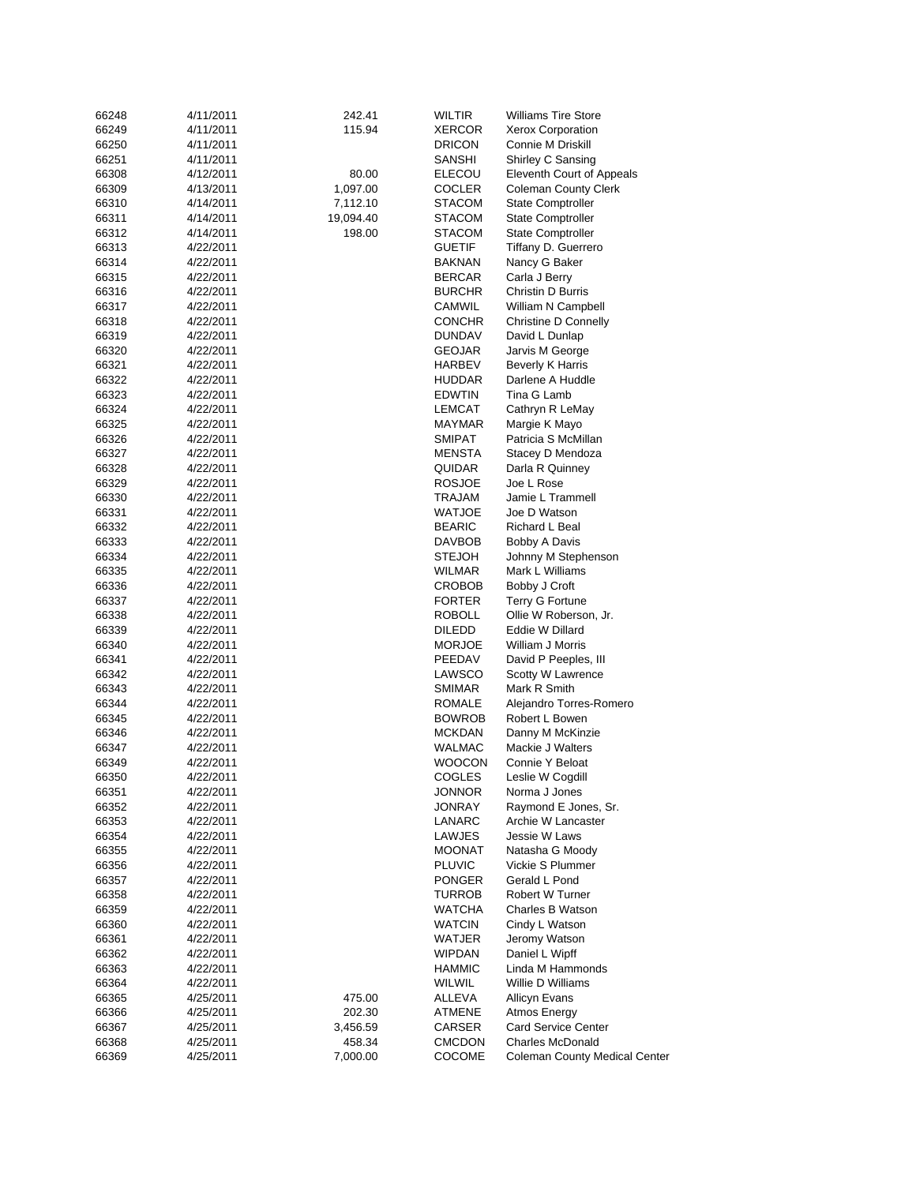| | | | | |
|---|---|---|---|---|
| 66248 | 4/11/2011 | 242.41 | WILTIR | Williams Tire Store |
| 66249 | 4/11/2011 | 115.94 | XERCOR | Xerox Corporation |
| 66250 | 4/11/2011 | | DRICON | Connie M Driskill |
| 66251 | 4/11/2011 | | SANSHI | Shirley C Sansing |
| 66308 | 4/12/2011 | 80.00 | ELECOU | Eleventh Court of Appeals |
| 66309 | 4/13/2011 | 1,097.00 | COCLER | Coleman County Clerk |
| 66310 | 4/14/2011 | 7,112.10 | STACOM | State Comptroller |
| 66311 | 4/14/2011 | 19,094.40 | STACOM | State Comptroller |
| 66312 | 4/14/2011 | 198.00 | STACOM | State Comptroller |
| 66313 | 4/22/2011 | | GUETIF | Tiffany D. Guerrero |
| 66314 | 4/22/2011 | | BAKNAN | Nancy G Baker |
| 66315 | 4/22/2011 | | BERCAR | Carla J Berry |
| 66316 | 4/22/2011 | | BURCHR | Christin D Burris |
| 66317 | 4/22/2011 | | CAMWIL | William N Campbell |
| 66318 | 4/22/2011 | | CONCHR | Christine D Connelly |
| 66319 | 4/22/2011 | | DUNDAV | David L Dunlap |
| 66320 | 4/22/2011 | | GEOJAR | Jarvis M George |
| 66321 | 4/22/2011 | | HARBEV | Beverly K Harris |
| 66322 | 4/22/2011 | | HUDDAR | Darlene A Huddle |
| 66323 | 4/22/2011 | | EDWTIN | Tina G Lamb |
| 66324 | 4/22/2011 | | LEMCAT | Cathryn R LeMay |
| 66325 | 4/22/2011 | | MAYMAR | Margie K Mayo |
| 66326 | 4/22/2011 | | SMIPAT | Patricia S McMillan |
| 66327 | 4/22/2011 | | MENSTA | Stacey D Mendoza |
| 66328 | 4/22/2011 | | QUIDAR | Darla R Quinney |
| 66329 | 4/22/2011 | | ROSJOE | Joe L Rose |
| 66330 | 4/22/2011 | | TRAJAM | Jamie L Trammell |
| 66331 | 4/22/2011 | | WATJOE | Joe D Watson |
| 66332 | 4/22/2011 | | BEARIC | Richard L Beal |
| 66333 | 4/22/2011 | | DAVBOB | Bobby A Davis |
| 66334 | 4/22/2011 | | STEJOH | Johnny M Stephenson |
| 66335 | 4/22/2011 | | WILMAR | Mark L Williams |
| 66336 | 4/22/2011 | | CROBOB | Bobby J Croft |
| 66337 | 4/22/2011 | | FORTER | Terry G Fortune |
| 66338 | 4/22/2011 | | ROBOLL | Ollie W Roberson, Jr. |
| 66339 | 4/22/2011 | | DILEDD | Eddie W Dillard |
| 66340 | 4/22/2011 | | MORJOE | William J Morris |
| 66341 | 4/22/2011 | | PEEDAV | David P Peeples, III |
| 66342 | 4/22/2011 | | LAWSCO | Scotty W Lawrence |
| 66343 | 4/22/2011 | | SMIMAR | Mark R Smith |
| 66344 | 4/22/2011 | | ROMALE | Alejandro Torres-Romero |
| 66345 | 4/22/2011 | | BOWROB | Robert L Bowen |
| 66346 | 4/22/2011 | | MCKDAN | Danny M McKinzie |
| 66347 | 4/22/2011 | | WALMAC | Mackie J Walters |
| 66349 | 4/22/2011 | | WOOCON | Connie Y Beloat |
| 66350 | 4/22/2011 | | COGLES | Leslie W Cogdill |
| 66351 | 4/22/2011 | | JONNOR | Norma J Jones |
| 66352 | 4/22/2011 | | JONRAY | Raymond E Jones, Sr. |
| 66353 | 4/22/2011 | | LANARC | Archie W Lancaster |
| 66354 | 4/22/2011 | | LAWJES | Jessie W Laws |
| 66355 | 4/22/2011 | | MOONAT | Natasha G Moody |
| 66356 | 4/22/2011 | | PLUVIC | Vickie S Plummer |
| 66357 | 4/22/2011 | | PONGER | Gerald L Pond |
| 66358 | 4/22/2011 | | TURROB | Robert W Turner |
| 66359 | 4/22/2011 | | WATCHA | Charles B Watson |
| 66360 | 4/22/2011 | | WATCIN | Cindy L Watson |
| 66361 | 4/22/2011 | | WATJER | Jeromy Watson |
| 66362 | 4/22/2011 | | WIPDAN | Daniel L Wipff |
| 66363 | 4/22/2011 | | HAMMIC | Linda M Hammonds |
| 66364 | 4/22/2011 | | WILWIL | Willie D Williams |
| 66365 | 4/25/2011 | 475.00 | ALLEVA | Allicyn Evans |
| 66366 | 4/25/2011 | 202.30 | ATMENE | Atmos Energy |
| 66367 | 4/25/2011 | 3,456.59 | CARSER | Card Service Center |
| 66368 | 4/25/2011 | 458.34 | CMCDON | Charles McDonald |
| 66369 | 4/25/2011 | 7,000.00 | COCOME | Coleman County Medical Center |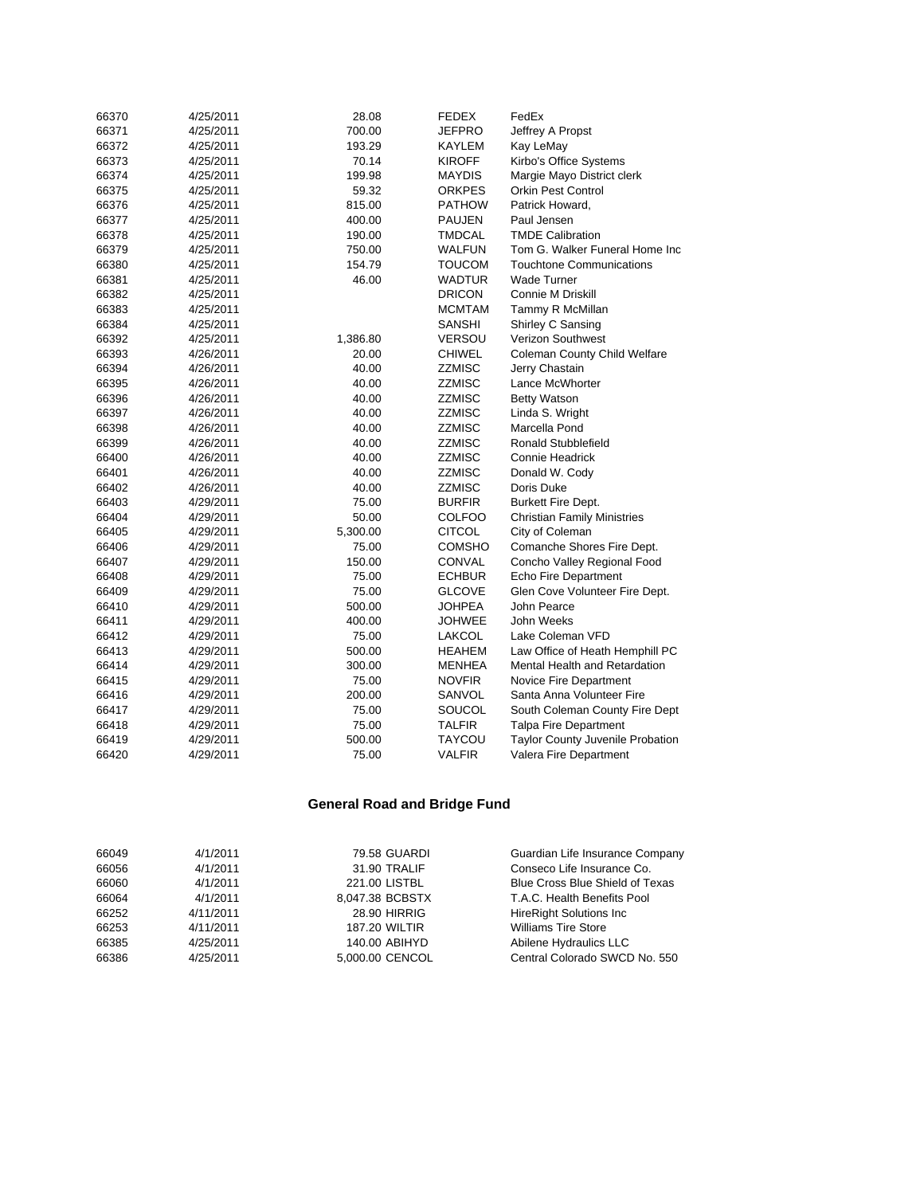| | | | | |
|---|---|---|---|---|
| 66370 | 4/25/2011 | 28.08 | FEDEX | FedEx |
| 66371 | 4/25/2011 | 700.00 | JEFPRO | Jeffrey A Propst |
| 66372 | 4/25/2011 | 193.29 | KAYLEM | Kay LeMay |
| 66373 | 4/25/2011 | 70.14 | KIROFF | Kirbo's Office Systems |
| 66374 | 4/25/2011 | 199.98 | MAYDIS | Margie Mayo District clerk |
| 66375 | 4/25/2011 | 59.32 | ORKPES | Orkin Pest Control |
| 66376 | 4/25/2011 | 815.00 | PATHOW | Patrick Howard, |
| 66377 | 4/25/2011 | 400.00 | PAUJEN | Paul Jensen |
| 66378 | 4/25/2011 | 190.00 | TMDCAL | TMDE Calibration |
| 66379 | 4/25/2011 | 750.00 | WALFUN | Tom G. Walker Funeral Home Inc |
| 66380 | 4/25/2011 | 154.79 | TOUCOM | Touchtone Communications |
| 66381 | 4/25/2011 | 46.00 | WADTUR | Wade Turner |
| 66382 | 4/25/2011 | | DRICON | Connie M Driskill |
| 66383 | 4/25/2011 | | MCMTAM | Tammy R McMillan |
| 66384 | 4/25/2011 | | SANSHI | Shirley C Sansing |
| 66392 | 4/25/2011 | 1,386.80 | VERSOU | Verizon Southwest |
| 66393 | 4/26/2011 | 20.00 | CHIWEL | Coleman County Child Welfare |
| 66394 | 4/26/2011 | 40.00 | ZZMISC | Jerry Chastain |
| 66395 | 4/26/2011 | 40.00 | ZZMISC | Lance McWhorter |
| 66396 | 4/26/2011 | 40.00 | ZZMISC | Betty Watson |
| 66397 | 4/26/2011 | 40.00 | ZZMISC | Linda S. Wright |
| 66398 | 4/26/2011 | 40.00 | ZZMISC | Marcella Pond |
| 66399 | 4/26/2011 | 40.00 | ZZMISC | Ronald Stubblefield |
| 66400 | 4/26/2011 | 40.00 | ZZMISC | Connie Headrick |
| 66401 | 4/26/2011 | 40.00 | ZZMISC | Donald W. Cody |
| 66402 | 4/26/2011 | 40.00 | ZZMISC | Doris Duke |
| 66403 | 4/29/2011 | 75.00 | BURFIR | Burkett Fire Dept. |
| 66404 | 4/29/2011 | 50.00 | COLFOO | Christian Family Ministries |
| 66405 | 4/29/2011 | 5,300.00 | CITCOL | City of Coleman |
| 66406 | 4/29/2011 | 75.00 | COMSHO | Comanche Shores Fire Dept. |
| 66407 | 4/29/2011 | 150.00 | CONVAL | Concho Valley Regional Food |
| 66408 | 4/29/2011 | 75.00 | ECHBUR | Echo Fire Department |
| 66409 | 4/29/2011 | 75.00 | GLCOVE | Glen Cove Volunteer Fire Dept. |
| 66410 | 4/29/2011 | 500.00 | JOHPEA | John Pearce |
| 66411 | 4/29/2011 | 400.00 | JOHWEE | John Weeks |
| 66412 | 4/29/2011 | 75.00 | LAKCOL | Lake Coleman VFD |
| 66413 | 4/29/2011 | 500.00 | HEAHEM | Law Office of Heath Hemphill PC |
| 66414 | 4/29/2011 | 300.00 | MENHEA | Mental Health and Retardation |
| 66415 | 4/29/2011 | 75.00 | NOVFIR | Novice Fire Department |
| 66416 | 4/29/2011 | 200.00 | SANVOL | Santa Anna Volunteer Fire |
| 66417 | 4/29/2011 | 75.00 | SOUCOL | South Coleman County Fire Dept |
| 66418 | 4/29/2011 | 75.00 | TALFIR | Talpa Fire Department |
| 66419 | 4/29/2011 | 500.00 | TAYCOU | Taylor County Juvenile Probation |
| 66420 | 4/29/2011 | 75.00 | VALFIR | Valera Fire Department |

## General Road and Bridge Fund

| | | | | |
|---|---|---|---|---|
| 66049 | 4/1/2011 | 79.58 | GUARDI | Guardian Life Insurance Company |
| 66056 | 4/1/2011 | 31.90 | TRALIF | Conseco Life Insurance Co. |
| 66060 | 4/1/2011 | 221.00 | LISTBL | Blue Cross Blue Shield of Texas |
| 66064 | 4/1/2011 | 8,047.38 | BCBSTX | T.A.C. Health Benefits Pool |
| 66252 | 4/11/2011 | 28.90 | HIRRIG | HireRight Solutions Inc |
| 66253 | 4/11/2011 | 187.20 | WILTIR | Williams Tire Store |
| 66385 | 4/25/2011 | 140.00 | ABIHYD | Abilene Hydraulics LLC |
| 66386 | 4/25/2011 | 5,000.00 | CENCOL | Central Colorado SWCD No. 550 |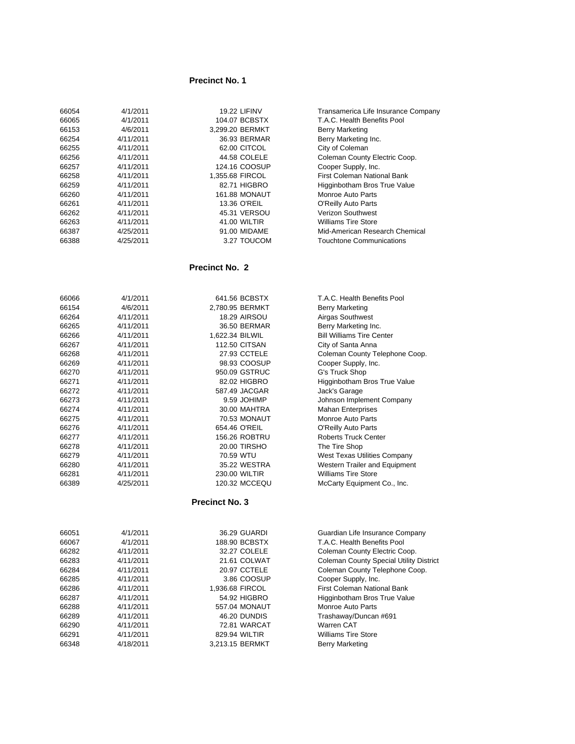## Precinct No. 1

| | | | | |
|---|---|---|---|---|
| 66054 | 4/1/2011 | 19.22 | LIFINV | Transamerica Life Insurance Company |
| 66065 | 4/1/2011 | 104.07 | BCBSTX | T.A.C. Health Benefits Pool |
| 66153 | 4/6/2011 | 3,299.20 | BERMKT | Berry Marketing |
| 66254 | 4/11/2011 | 36.93 | BERMAR | Berry Marketing Inc. |
| 66255 | 4/11/2011 | 62.00 | CITCOL | City of Coleman |
| 66256 | 4/11/2011 | 44.58 | COLELE | Coleman County Electric Coop. |
| 66257 | 4/11/2011 | 124.16 | COOSUP | Cooper Supply, Inc. |
| 66258 | 4/11/2011 | 1,355.68 | FIRCOL | First Coleman National Bank |
| 66259 | 4/11/2011 | 82.71 | HIGBRO | Higginbotham Bros True Value |
| 66260 | 4/11/2011 | 161.88 | MONAUT | Monroe Auto Parts |
| 66261 | 4/11/2011 | 13.36 | O'REIL | O'Reilly Auto Parts |
| 66262 | 4/11/2011 | 45.31 | VERSOU | Verizon Southwest |
| 66263 | 4/11/2011 | 41.00 | WILTIR | Williams Tire Store |
| 66387 | 4/25/2011 | 91.00 | MIDAME | Mid-American Research Chemical |
| 66388 | 4/25/2011 | 3.27 | TOUCOM | Touchtone Communications |

## Precinct No. 2

| | | | | |
|---|---|---|---|---|
| 66066 | 4/1/2011 | 641.56 | BCBSTX | T.A.C. Health Benefits Pool |
| 66154 | 4/6/2011 | 2,780.95 | BERMKT | Berry Marketing |
| 66264 | 4/11/2011 | 18.29 | AIRSOU | Airgas Southwest |
| 66265 | 4/11/2011 | 36.50 | BERMAR | Berry Marketing Inc. |
| 66266 | 4/11/2011 | 1,622.34 | BILWIL | Bill Williams Tire Center |
| 66267 | 4/11/2011 | 112.50 | CITSAN | City of Santa Anna |
| 66268 | 4/11/2011 | 27.93 | CCTELE | Coleman County Telephone Coop. |
| 66269 | 4/11/2011 | 98.93 | COOSUP | Cooper Supply, Inc. |
| 66270 | 4/11/2011 | 950.09 | GSTRUC | G's Truck Shop |
| 66271 | 4/11/2011 | 82.02 | HIGBRO | Higginbotham Bros True Value |
| 66272 | 4/11/2011 | 587.49 | JACGAR | Jack's Garage |
| 66273 | 4/11/2011 | 9.59 | JOHIMP | Johnson Implement Company |
| 66274 | 4/11/2011 | 30.00 | MAHTRA | Mahan Enterprises |
| 66275 | 4/11/2011 | 70.53 | MONAUT | Monroe Auto Parts |
| 66276 | 4/11/2011 | 654.46 | O'REIL | O'Reilly Auto Parts |
| 66277 | 4/11/2011 | 156.26 | ROBTRU | Roberts Truck Center |
| 66278 | 4/11/2011 | 20.00 | TIRSHO | The Tire Shop |
| 66279 | 4/11/2011 | 70.59 | WTU | West Texas Utilities Company |
| 66280 | 4/11/2011 | 35.22 | WESTRA | Western Trailer and Equipment |
| 66281 | 4/11/2011 | 230.00 | WILTIR | Williams Tire Store |
| 66389 | 4/25/2011 | 120.32 | MCCEQU | McCarty Equipment Co., Inc. |

## Precinct No. 3

| | | | | |
|---|---|---|---|---|
| 66051 | 4/1/2011 | 36.29 | GUARDI | Guardian Life Insurance Company |
| 66067 | 4/1/2011 | 188.90 | BCBSTX | T.A.C. Health Benefits Pool |
| 66282 | 4/11/2011 | 32.27 | COLELE | Coleman County Electric Coop. |
| 66283 | 4/11/2011 | 21.61 | COLWAT | Coleman County Special Utility District |
| 66284 | 4/11/2011 | 20.97 | CCTELE | Coleman County Telephone Coop. |
| 66285 | 4/11/2011 | 3.86 | COOSUP | Cooper Supply, Inc. |
| 66286 | 4/11/2011 | 1,936.68 | FIRCOL | First Coleman National Bank |
| 66287 | 4/11/2011 | 54.92 | HIGBRO | Higginbotham Bros True Value |
| 66288 | 4/11/2011 | 557.04 | MONAUT | Monroe Auto Parts |
| 66289 | 4/11/2011 | 46.20 | DUNDIS | Trashaway/Duncan #691 |
| 66290 | 4/11/2011 | 72.81 | WARCAT | Warren CAT |
| 66291 | 4/11/2011 | 829.94 | WILTIR | Williams Tire Store |
| 66348 | 4/18/2011 | 3,213.15 | BERMKT | Berry Marketing |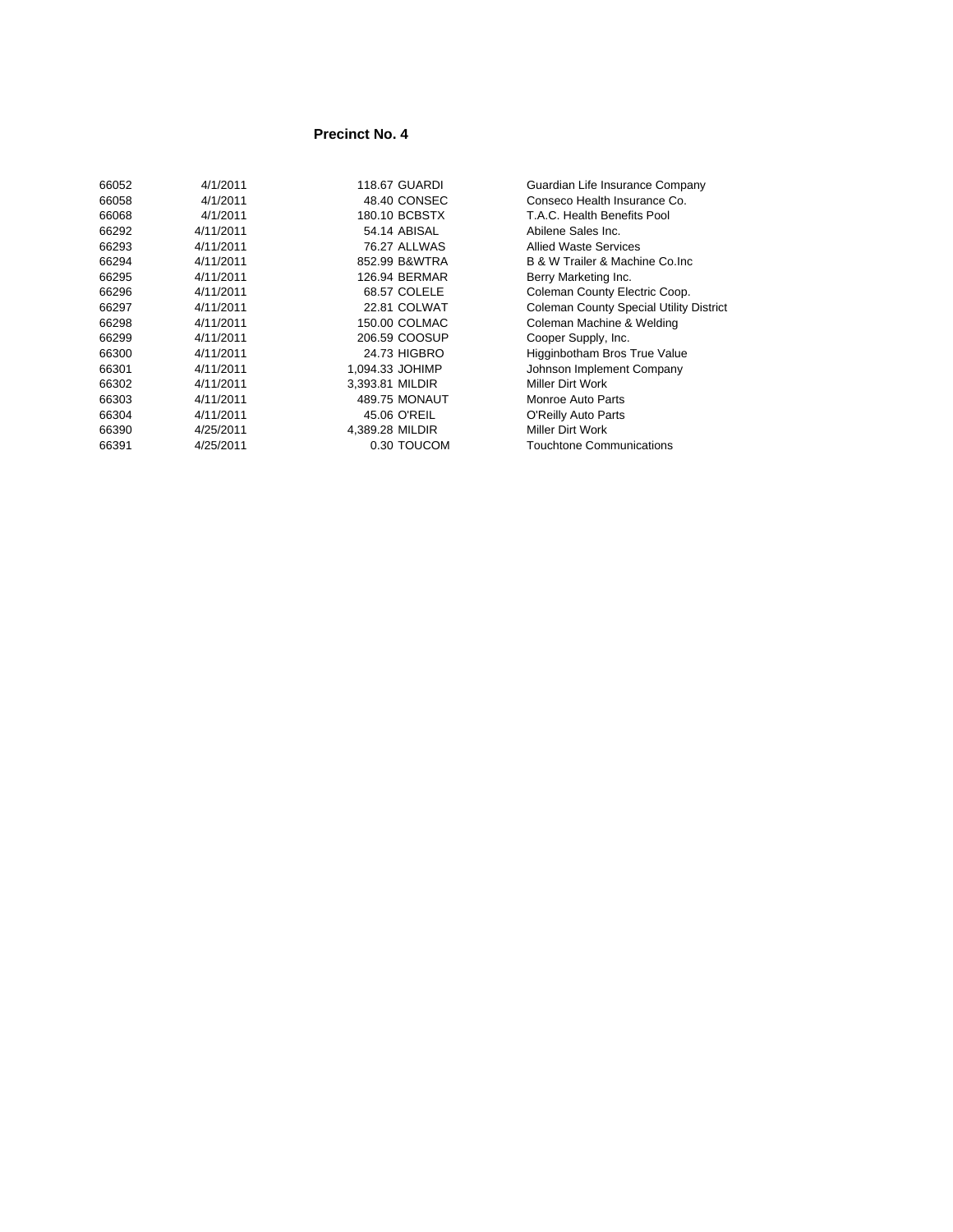**Precinct No. 4**

| | | | | |
|---|---|---|---|---|
| 66052 | 4/1/2011 | 118.67 | GUARDI | Guardian Life Insurance Company |
| 66058 | 4/1/2011 | 48.40 | CONSEC | Conseco Health Insurance Co. |
| 66068 | 4/1/2011 | 180.10 | BCBSTX | T.A.C. Health Benefits Pool |
| 66292 | 4/11/2011 | 54.14 | ABISAL | Abilene Sales Inc. |
| 66293 | 4/11/2011 | 76.27 | ALLWAS | Allied Waste Services |
| 66294 | 4/11/2011 | 852.99 | B&WTRA | B & W Trailer & Machine Co.Inc |
| 66295 | 4/11/2011 | 126.94 | BERMAR | Berry Marketing Inc. |
| 66296 | 4/11/2011 | 68.57 | COLELE | Coleman County Electric Coop. |
| 66297 | 4/11/2011 | 22.81 | COLWAT | Coleman County Special Utility District |
| 66298 | 4/11/2011 | 150.00 | COLMAC | Coleman Machine & Welding |
| 66299 | 4/11/2011 | 206.59 | COOSUP | Cooper Supply, Inc. |
| 66300 | 4/11/2011 | 24.73 | HIGBRO | Higginbotham Bros True Value |
| 66301 | 4/11/2011 | 1,094.33 | JOHIMP | Johnson Implement Company |
| 66302 | 4/11/2011 | 3,393.81 | MILDIR | Miller Dirt Work |
| 66303 | 4/11/2011 | 489.75 | MONAUT | Monroe Auto Parts |
| 66304 | 4/11/2011 | 45.06 | O'REIL | O'Reilly Auto Parts |
| 66390 | 4/25/2011 | 4,389.28 | MILDIR | Miller Dirt Work |
| 66391 | 4/25/2011 | 0.30 | TOUCOM | Touchtone Communications |